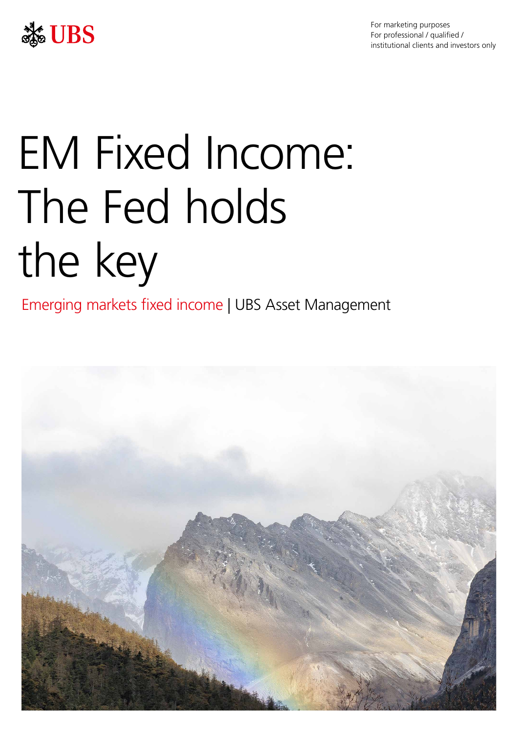UBS

For marketing purposes
For professional / qualified / institutional clients and investors only

# EM Fixed Income: The Fed holds the key

Emerging markets fixed income | UBS Asset Management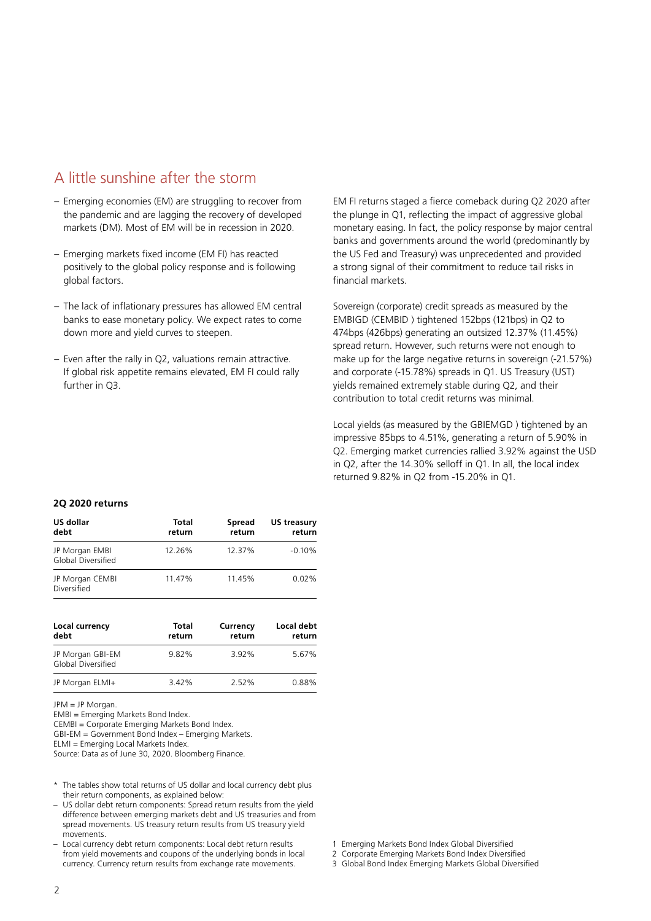# A little sunshine after the storm

- Emerging economies (EM) are struggling to recover from the pandemic and are lagging the recovery of developed markets (DM). Most of EM will be in recession in 2020.
- Emerging markets fixed income (EM FI) has reacted positively to the global policy response and is following global factors.
- The lack of inflationary pressures has allowed EM central banks to ease monetary policy. We expect rates to come down more and yield curves to steepen.
- Even after the rally in Q2, valuations remain attractive. If global risk appetite remains elevated, EM FI could rally further in Q3.

EM FI returns staged a fierce comeback during Q2 2020 after the plunge in Q1, reflecting the impact of aggressive global monetary easing. In fact, the policy response by major central banks and governments around the world (predominantly by the US Fed and Treasury) was unprecedented and provided a strong signal of their commitment to reduce tail risks in financial markets.

Sovereign (corporate) credit spreads as measured by the EMBIGD (CEMBID ) tightened 152bps (121bps) in Q2 to 474bps (426bps) generating an outsized 12.37% (11.45%) spread return. However, such returns were not enough to make up for the large negative returns in sovereign (-21.57%) and corporate (-15.78%) spreads in Q1. US Treasury (UST) yields remained extremely stable during Q2, and their contribution to total credit returns was minimal.

Local yields (as measured by the GBIEMGD ) tightened by an impressive 85bps to 4.51%, generating a return of 5.90% in Q2. Emerging market currencies rallied 3.92% against the USD in Q2, after the 14.30% selloff in Q1. In all, the local index returned 9.82% in Q2 from -15.20% in Q1.

**2Q 2020 returns**

| US dollar debt | Total return | Spread return | US treasury return |
|---|---|---|---|
| JP Morgan EMBI Global Diversified | 12.26% | 12.37% | -0.10% |
| JP Morgan CEMBI Diversified | 11.47% | 11.45% | 0.02% |

| Local currency debt | Total return | Currency return | Local debt return |
|---|---|---|---|
| JP Morgan GBI-EM Global Diversified | 9.82% | 3.92% | 5.67% |
| JP Morgan ELMI+ | 3.42% | 2.52% | 0.88% |

JPM = JP Morgan.
EMBI = Emerging Markets Bond Index.
CEMBI = Corporate Emerging Markets Bond Index.
GBI-EM = Government Bond Index – Emerging Markets.
ELMI = Emerging Local Markets Index.
Source: Data as of June 30, 2020. Bloomberg Finance.

* The tables show total returns of US dollar and local currency debt plus their return components, as explained below:
– US dollar debt return components: Spread return results from the yield difference between emerging markets debt and US treasuries and from spread movements. US treasury return results from US treasury yield movements.
– Local currency debt return components: Local debt return results from yield movements and coupons of the underlying bonds in local currency. Currency return results from exchange rate movements.

1 Emerging Markets Bond Index Global Diversified
2 Corporate Emerging Markets Bond Index Diversified
3 Global Bond Index Emerging Markets Global Diversified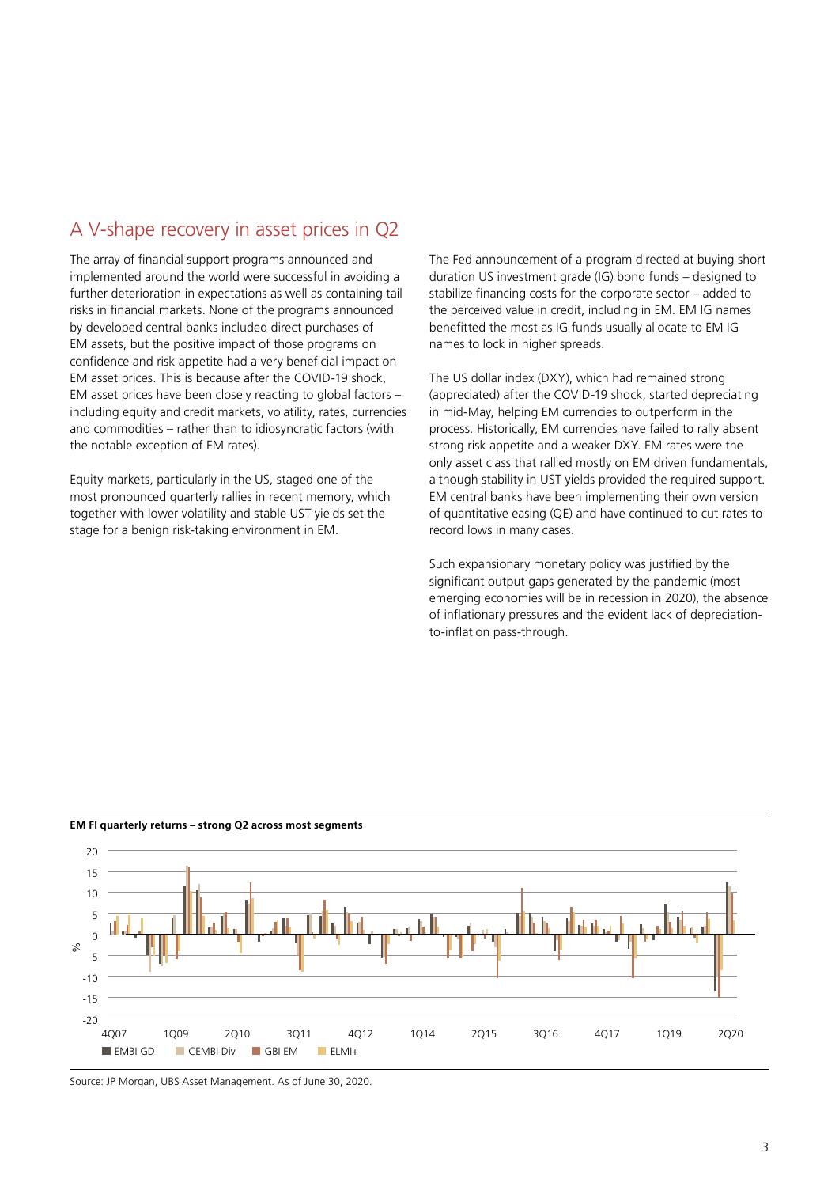## A V-shape recovery in asset prices in Q2

The array of financial support programs announced and implemented around the world were successful in avoiding a further deterioration in expectations as well as containing tail risks in financial markets. None of the programs announced by developed central banks included direct purchases of EM assets, but the positive impact of those programs on confidence and risk appetite had a very beneficial impact on EM asset prices. This is because after the COVID-19 shock, EM asset prices have been closely reacting to global factors – including equity and credit markets, volatility, rates, currencies and commodities – rather than to idiosyncratic factors (with the notable exception of EM rates).

Equity markets, particularly in the US, staged one of the most pronounced quarterly rallies in recent memory, which together with lower volatility and stable UST yields set the stage for a benign risk-taking environment in EM.

The Fed announcement of a program directed at buying short duration US investment grade (IG) bond funds – designed to stabilize financing costs for the corporate sector – added to the perceived value in credit, including in EM. EM IG names benefitted the most as IG funds usually allocate to EM IG names to lock in higher spreads.

The US dollar index (DXY), which had remained strong (appreciated) after the COVID-19 shock, started depreciating in mid-May, helping EM currencies to outperform in the process. Historically, EM currencies have failed to rally absent strong risk appetite and a weaker DXY. EM rates were the only asset class that rallied mostly on EM driven fundamentals, although stability in UST yields provided the required support. EM central banks have been implementing their own version of quantitative easing (QE) and have continued to cut rates to record lows in many cases.

Such expansionary monetary policy was justified by the significant output gaps generated by the pandemic (most emerging economies will be in recession in 2020), the absence of inflationary pressures and the evident lack of depreciation-to-inflation pass-through.

**EM FI quarterly returns – strong Q2 across most segments**

Source: JP Morgan, UBS Asset Management. As of June 30, 2020.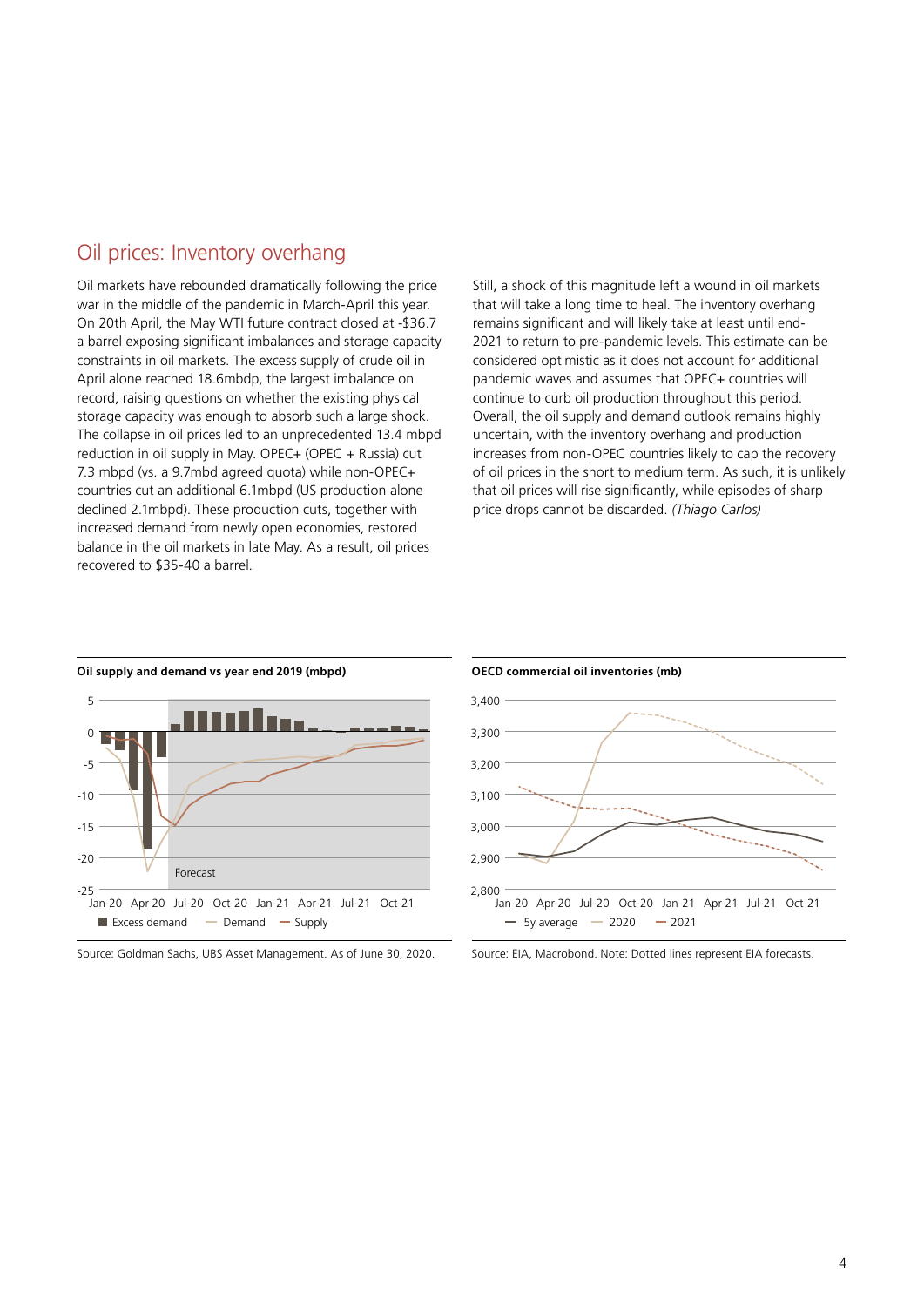## Oil prices: Inventory overhang

Oil markets have rebounded dramatically following the price war in the middle of the pandemic in March-April this year. On 20th April, the May WTI future contract closed at -$36.7 a barrel exposing significant imbalances and storage capacity constraints in oil markets. The excess supply of crude oil in April alone reached 18.6mbdp, the largest imbalance on record, raising questions on whether the existing physical storage capacity was enough to absorb such a large shock. The collapse in oil prices led to an unprecedented 13.4 mbpd reduction in oil supply in May. OPEC+ (OPEC + Russia) cut 7.3 mbpd (vs. a 9.7mbd agreed quota) while non-OPEC+ countries cut an additional 6.1mbpd (US production alone declined 2.1mbpd). These production cuts, together with increased demand from newly open economies, restored balance in the oil markets in late May. As a result, oil prices recovered to $35-40 a barrel.

Still, a shock of this magnitude left a wound in oil markets that will take a long time to heal. The inventory overhang remains significant and will likely take at least until end-2021 to return to pre-pandemic levels. This estimate can be considered optimistic as it does not account for additional pandemic waves and assumes that OPEC+ countries will continue to curb oil production throughout this period. Overall, the oil supply and demand outlook remains highly uncertain, with the inventory overhang and production increases from non-OPEC countries likely to cap the recovery of oil prices in the short to medium term. As such, it is unlikely that oil prices will rise significantly, while episodes of sharp price drops cannot be discarded. *(Thiago Carlos)*

**Oil supply and demand vs year end 2019 (mbpd)**

Source: Goldman Sachs, UBS Asset Management. As of June 30, 2020.

**OECD commercial oil inventories (mb)**

Source: EIA, Macrobond. Note: Dotted lines represent EIA forecasts.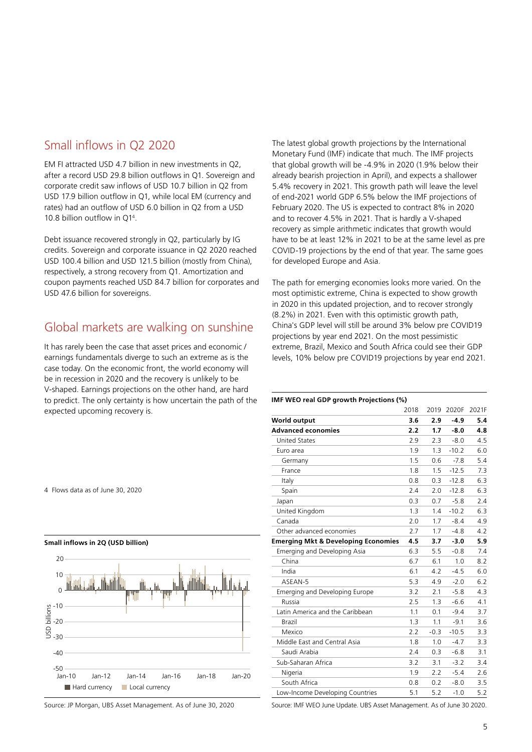## Small inflows in Q2 2020

EM FI attracted USD 4.7 billion in new investments in Q2, after a record USD 29.8 billion outflows in Q1. Sovereign and corporate credit saw inflows of USD 10.7 billion in Q2 from USD 17.9 billion outflow in Q1, while local EM (currency and rates) had an outflow of USD 6.0 billion in Q2 from a USD 10.8 billion outflow in Q1[4].

Debt issuance recovered strongly in Q2, particularly by IG credits. Sovereign and corporate issuance in Q2 2020 reached USD 100.4 billion and USD 121.5 billion (mostly from China), respectively, a strong recovery from Q1. Amortization and coupon payments reached USD 84.7 billion for corporates and USD 47.6 billion for sovereigns.

## Global markets are walking on sunshine

It has rarely been the case that asset prices and economic / earnings fundamentals diverge to such an extreme as is the case today. On the economic front, the world economy will be in recession in 2020 and the recovery is unlikely to be V-shaped. Earnings projections on the other hand, are hard to predict. The only certainty is how uncertain the path of the expected upcoming recovery is.

4 Flows data as of June 30, 2020

**Small inflows in 2Q (USD billion)**

Legend: Hard currency, Local currency

Source: JP Morgan, UBS Asset Management. As of June 30, 2020

The latest global growth projections by the International Monetary Fund (IMF) indicate that much. The IMF projects that global growth will be -4.9% in 2020 (1.9% below their already bearish projection in April), and expects a shallower 5.4% recovery in 2021. This growth path will leave the level of end-2021 world GDP 6.5% below the IMF projections of February 2020. The US is expected to contract 8% in 2020 and to recover 4.5% in 2021. That is hardly a V-shaped recovery as simple arithmetic indicates that growth would have to be at least 12% in 2021 to be at the same level as pre COVID-19 projections by the end of that year. The same goes for developed Europe and Asia.

The path for emerging economies looks more varied. On the most optimistic extreme, China is expected to show growth in 2020 in this updated projection, and to recover strongly (8.2%) in 2021. Even with this optimistic growth path, China's GDP level will still be around 3% below pre COVID19 projections by year end 2021. On the most pessimistic extreme, Brazil, Mexico and South Africa could see their GDP levels, 10% below pre COVID19 projections by year end 2021.

**IMF WEO real GDP growth Projections (%)**

| | 2018 | 2019 | 2020F | 2021F |
|---|---|---|---|---|
| **World output** | **3.6** | **2.9** | **-4.9** | **5.4** |
| **Advanced economies** | **2.2** | **1.7** | **-8.0** | **4.8** |
| United States | 2.9 | 2.3 | -8.0 | 4.5 |
| Euro area | 1.9 | 1.3 | -10.2 | 6.0 |
| Germany | 1.5 | 0.6 | -7.8 | 5.4 |
| France | 1.8 | 1.5 | -12.5 | 7.3 |
| Italy | 0.8 | 0.3 | -12.8 | 6.3 |
| Spain | 2.4 | 2.0 | -12.8 | 6.3 |
| Japan | 0.3 | 0.7 | -5.8 | 2.4 |
| United Kingdom | 1.3 | 1.4 | -10.2 | 6.3 |
| Canada | 2.0 | 1.7 | -8.4 | 4.9 |
| Other advanced economies | 2.7 | 1.7 | -4.8 | 4.2 |
| **Emerging Mkt & Developing Economies** | **4.5** | **3.7** | **-3.0** | **5.9** |
| Emerging and Developing Asia | 6.3 | 5.5 | -0.8 | 7.4 |
| China | 6.7 | 6.1 | 1.0 | 8.2 |
| India | 6.1 | 4.2 | -4.5 | 6.0 |
| ASEAN-5 | 5.3 | 4.9 | -2.0 | 6.2 |
| Emerging and Developing Europe | 3.2 | 2.1 | -5.8 | 4.3 |
| Russia | 2.5 | 1.3 | -6.6 | 4.1 |
| Latin America and the Caribbean | 1.1 | 0.1 | -9.4 | 3.7 |
| Brazil | 1.3 | 1.1 | -9.1 | 3.6 |
| Mexico | 2.2 | -0.3 | -10.5 | 3.3 |
| Middle East and Central Asia | 1.8 | 1.0 | -4.7 | 3.3 |
| Saudi Arabia | 2.4 | 0.3 | -6.8 | 3.1 |
| Sub-Saharan Africa | 3.2 | 3.1 | -3.2 | 3.4 |
| Nigeria | 1.9 | 2.2 | -5.4 | 2.6 |
| South Africa | 0.8 | 0.2 | -8.0 | 3.5 |
| Low-Income Developing Countries | 5.1 | 5.2 | -1.0 | 5.2 |

Source: IMF WEO June Update. UBS Asset Management. As of June 30 2020.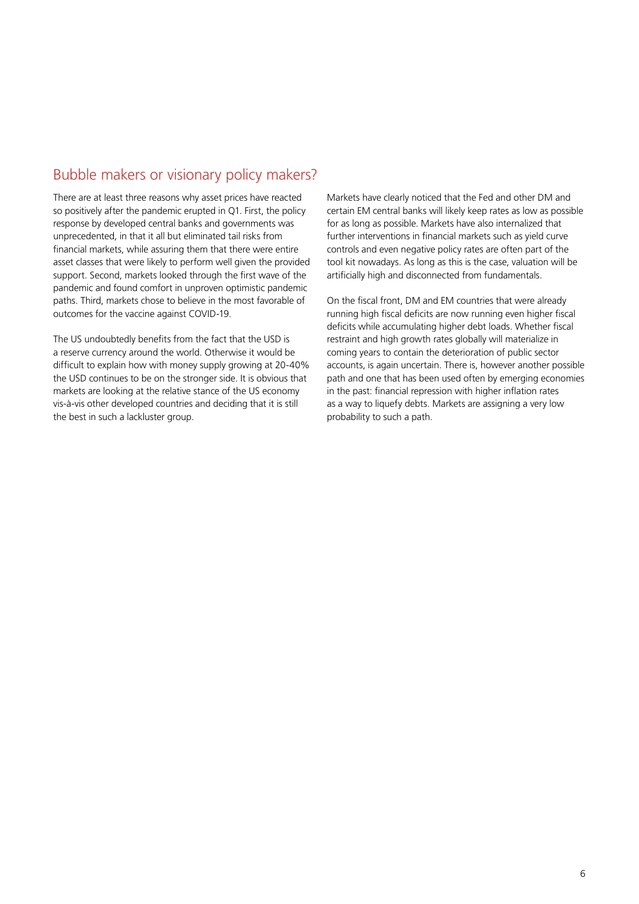## Bubble makers or visionary policy makers?

There are at least three reasons why asset prices have reacted so positively after the pandemic erupted in Q1. First, the policy response by developed central banks and governments was unprecedented, in that it all but eliminated tail risks from financial markets, while assuring them that there were entire asset classes that were likely to perform well given the provided support. Second, markets looked through the first wave of the pandemic and found comfort in unproven optimistic pandemic paths. Third, markets chose to believe in the most favorable of outcomes for the vaccine against COVID-19.

The US undoubtedly benefits from the fact that the USD is a reserve currency around the world. Otherwise it would be difficult to explain how with money supply growing at 20-40% the USD continues to be on the stronger side. It is obvious that markets are looking at the relative stance of the US economy vis-à-vis other developed countries and deciding that it is still the best in such a lackluster group.

Markets have clearly noticed that the Fed and other DM and certain EM central banks will likely keep rates as low as possible for as long as possible. Markets have also internalized that further interventions in financial markets such as yield curve controls and even negative policy rates are often part of the tool kit nowadays. As long as this is the case, valuation will be artificially high and disconnected from fundamentals.

On the fiscal front, DM and EM countries that were already running high fiscal deficits are now running even higher fiscal deficits while accumulating higher debt loads. Whether fiscal restraint and high growth rates globally will materialize in coming years to contain the deterioration of public sector accounts, is again uncertain. There is, however another possible path and one that has been used often by emerging economies in the past: financial repression with higher inflation rates as a way to liquefy debts. Markets are assigning a very low probability to such a path.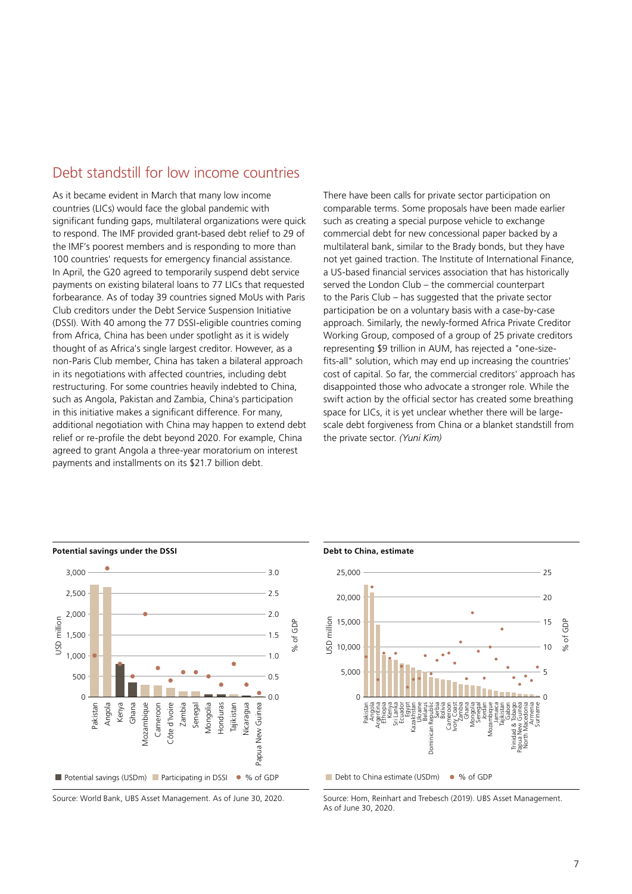## Debt standstill for low income countries

As it became evident in March that many low income countries (LICs) would face the global pandemic with significant funding gaps, multilateral organizations were quick to respond. The IMF provided grant-based debt relief to 29 of the IMF's poorest members and is responding to more than 100 countries' requests for emergency financial assistance. In April, the G20 agreed to temporarily suspend debt service payments on existing bilateral loans to 77 LICs that requested forbearance. As of today 39 countries signed MoUs with Paris Club creditors under the Debt Service Suspension Initiative (DSSI). With 40 among the 77 DSSI-eligible countries coming from Africa, China has been under spotlight as it is widely thought of as Africa's single largest creditor. However, as a non-Paris Club member, China has taken a bilateral approach in its negotiations with affected countries, including debt restructuring. For some countries heavily indebted to China, such as Angola, Pakistan and Zambia, China's participation in this initiative makes a significant difference. For many, additional negotiation with China may happen to extend debt relief or re-profile the debt beyond 2020. For example, China agreed to grant Angola a three-year moratorium on interest payments and installments on its $21.7 billion debt.

There have been calls for private sector participation on comparable terms. Some proposals have been made earlier such as creating a special purpose vehicle to exchange commercial debt for new concessional paper backed by a multilateral bank, similar to the Brady bonds, but they have not yet gained traction. The Institute of International Finance, a US-based financial services association that has historically served the London Club – the commercial counterpart to the Paris Club – has suggested that the private sector participation be on a voluntary basis with a case-by-case approach. Similarly, the newly-formed Africa Private Creditor Working Group, composed of a group of 25 private creditors representing $9 trillion in AUM, has rejected a "one-size-fits-all" solution, which may end up increasing the countries' cost of capital. So far, the commercial creditors' approach has disappointed those who advocate a stronger role. While the swift action by the official sector has created some breathing space for LICs, it is yet unclear whether there will be large-scale debt forgiveness from China or a blanket standstill from the private sector. *(Yuni Kim)*

**Potential savings under the DSSI**

Countries: Pakistan, Angola, Kenya, Ghana, Mozambique, Cameroon, Côte d'Ivoire, Zambia, Senegal, Mongolia, Honduras, Tajikistan, Nicaragua, Papua New Guinea

Left axis: USD million (0–3,000); right axis: % of GDP (0.0–3.0)

Legend: Potential savings (USDm); Participating in DSSI; % of GDP

Source: World Bank, UBS Asset Management. As of June 30, 2020.

**Debt to China, estimate**

Countries: Pakistan, Angola, Argentina, Ethiopia, Kenya, Sri Lanka, Ecuador, Egypt, Kazakhstan, Ukraine, Belarus, Dominican Republic, Serbia, Bolivia, Cameroon, Ivory Coast, Zambia, Ghana, Mongolia, Senegal, Jordan, Mozambique, Jamaica, Tajikistan, Gabon, Trinidad & Tobago, Papua New Guinea, North Macedonia, Armenia, Suriname

Left axis: USD million (0–25,000); right axis: % of GDP (0–25)

Legend: Debt to China estimate (USDm); % of GDP

Source: Horn, Reinhart and Trebesch (2019). UBS Asset Management. As of June 30, 2020.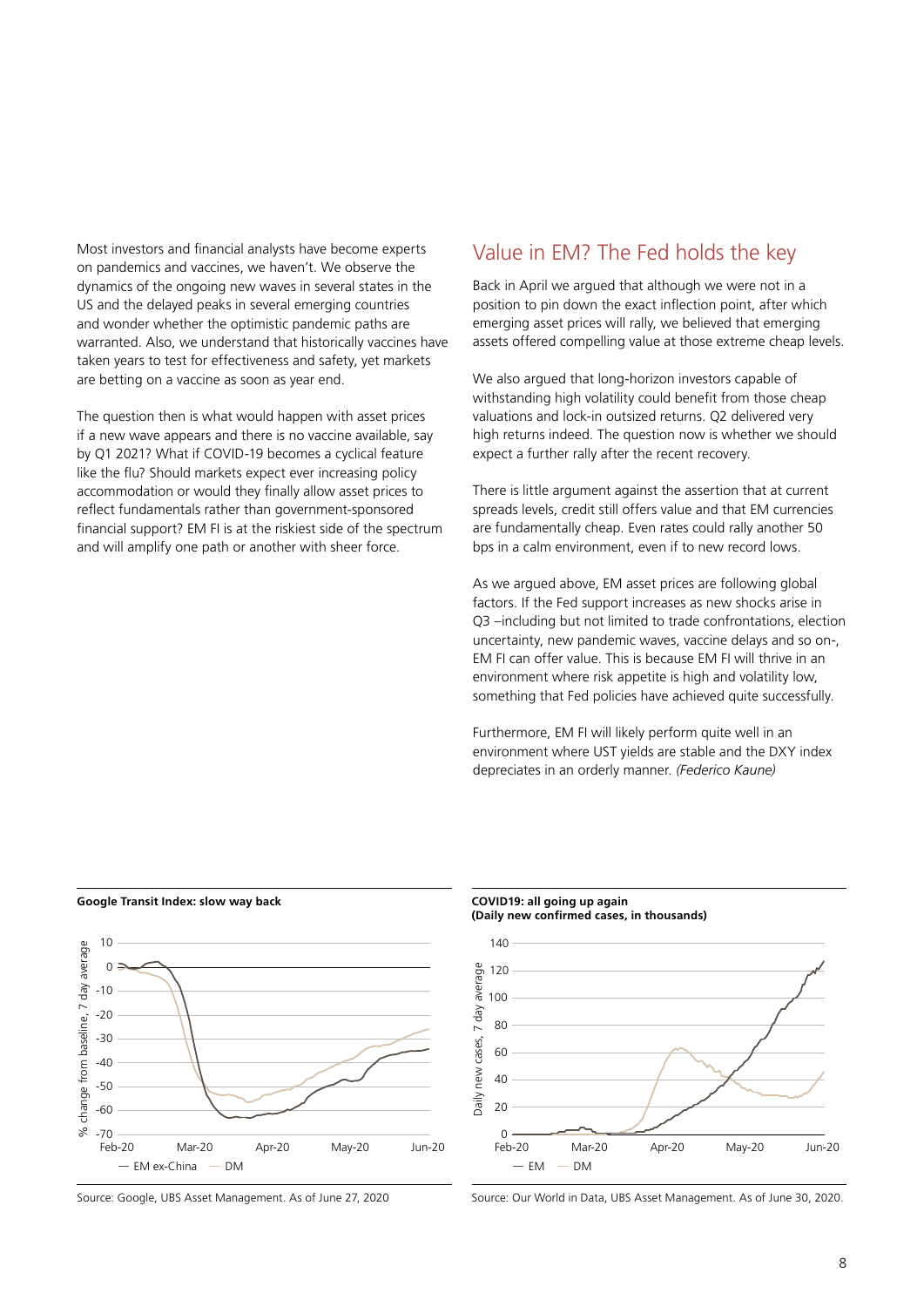Most investors and financial analysts have become experts on pandemics and vaccines, we haven't. We observe the dynamics of the ongoing new waves in several states in the US and the delayed peaks in several emerging countries and wonder whether the optimistic pandemic paths are warranted. Also, we understand that historically vaccines have taken years to test for effectiveness and safety, yet markets are betting on a vaccine as soon as year end.

The question then is what would happen with asset prices if a new wave appears and there is no vaccine available, say by Q1 2021? What if COVID-19 becomes a cyclical feature like the flu? Should markets expect ever increasing policy accommodation or would they finally allow asset prices to reflect fundamentals rather than government-sponsored financial support? EM FI is at the riskiest side of the spectrum and will amplify one path or another with sheer force.

## Value in EM? The Fed holds the key

Back in April we argued that although we were not in a position to pin down the exact inflection point, after which emerging asset prices will rally, we believed that emerging assets offered compelling value at those extreme cheap levels.

We also argued that long-horizon investors capable of withstanding high volatility could benefit from those cheap valuations and lock-in outsized returns. Q2 delivered very high returns indeed. The question now is whether we should expect a further rally after the recent recovery.

There is little argument against the assertion that at current spreads levels, credit still offers value and that EM currencies are fundamentally cheap. Even rates could rally another 50 bps in a calm environment, even if to new record lows.

As we argued above, EM asset prices are following global factors. If the Fed support increases as new shocks arise in Q3 –including but not limited to trade confrontations, election uncertainty, new pandemic waves, vaccine delays and so on-, EM FI can offer value. This is because EM FI will thrive in an environment where risk appetite is high and volatility low, something that Fed policies have achieved quite successfully.

Furthermore, EM FI will likely perform quite well in an environment where UST yields are stable and the DXY index depreciates in an orderly manner. *(Federico Kaune)*

**Google Transit Index: slow way back**

Source: Google, UBS Asset Management. As of June 27, 2020

**COVID19: all going up again**
**(Daily new confirmed cases, in thousands)**

Source: Our World in Data, UBS Asset Management. As of June 30, 2020.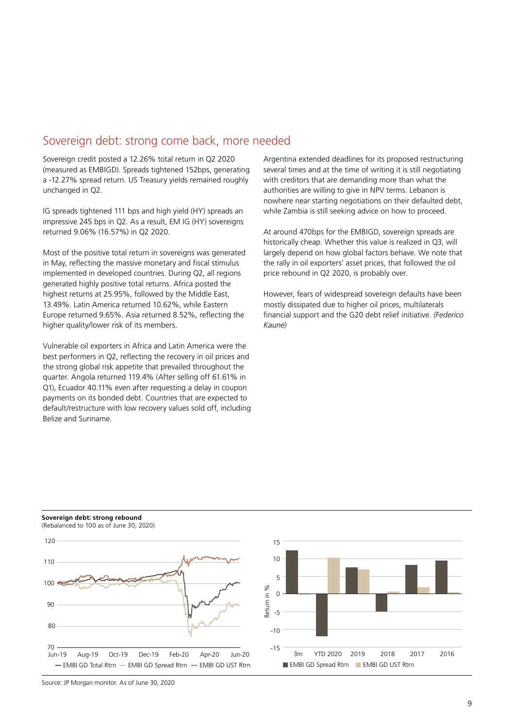## Sovereign debt: strong come back, more needed

Sovereign credit posted a 12.26% total return in Q2 2020 (measured as EMBIGD). Spreads tightened 152bps, generating a -12.27% spread return. US Treasury yields remained roughly unchanged in Q2.

IG spreads tightened 111 bps and high yield (HY) spreads an impressive 245 bps in Q2. As a result, EM IG (HY) sovereigns returned 9.06% (16.57%) in Q2 2020.

Most of the positive total return in sovereigns was generated in May, reflecting the massive monetary and fiscal stimulus implemented in developed countries. During Q2, all regions generated highly positive total returns. Africa posted the highest returns at 25.95%, followed by the Middle East, 13.49%. Latin America returned 10.62%, while Eastern Europe returned 9.65%. Asia returned 8.52%, reflecting the higher quality/lower risk of its members.

Vulnerable oil exporters in Africa and Latin America were the best performers in Q2, reflecting the recovery in oil prices and the strong global risk appetite that prevailed throughout the quarter. Angola returned 119.4% (After selling off 61.61% in Q1), Ecuador 40.11% even after requesting a delay in coupon payments on its bonded debt. Countries that are expected to default/restructure with low recovery values sold off, including Belize and Suriname.

Argentina extended deadlines for its proposed restructuring several times and at the time of writing it is still negotiating with creditors that are demanding more than what the authorities are willing to give in NPV terms. Lebanon is nowhere near starting negotiations on their defaulted debt, while Zambia is still seeking advice on how to proceed.

At around 470bps for the EMBIGD, sovereign spreads are historically cheap. Whether this value is realized in Q3, will largely depend on how global factors behave. We note that the rally in oil exporters' asset prices, that followed the oil price rebound in Q2 2020, is probably over.

However, fears of widespread sovereign defaults have been mostly dissipated due to higher oil prices, multilaterals financial support and the G20 debt relief initiative. *(Federico Kaune)*

**Sovereign debt: strong rebound**
(Rebalanced to 100 as of June 30, 2020)

Source: JP Morgan monitor. As of June 30, 2020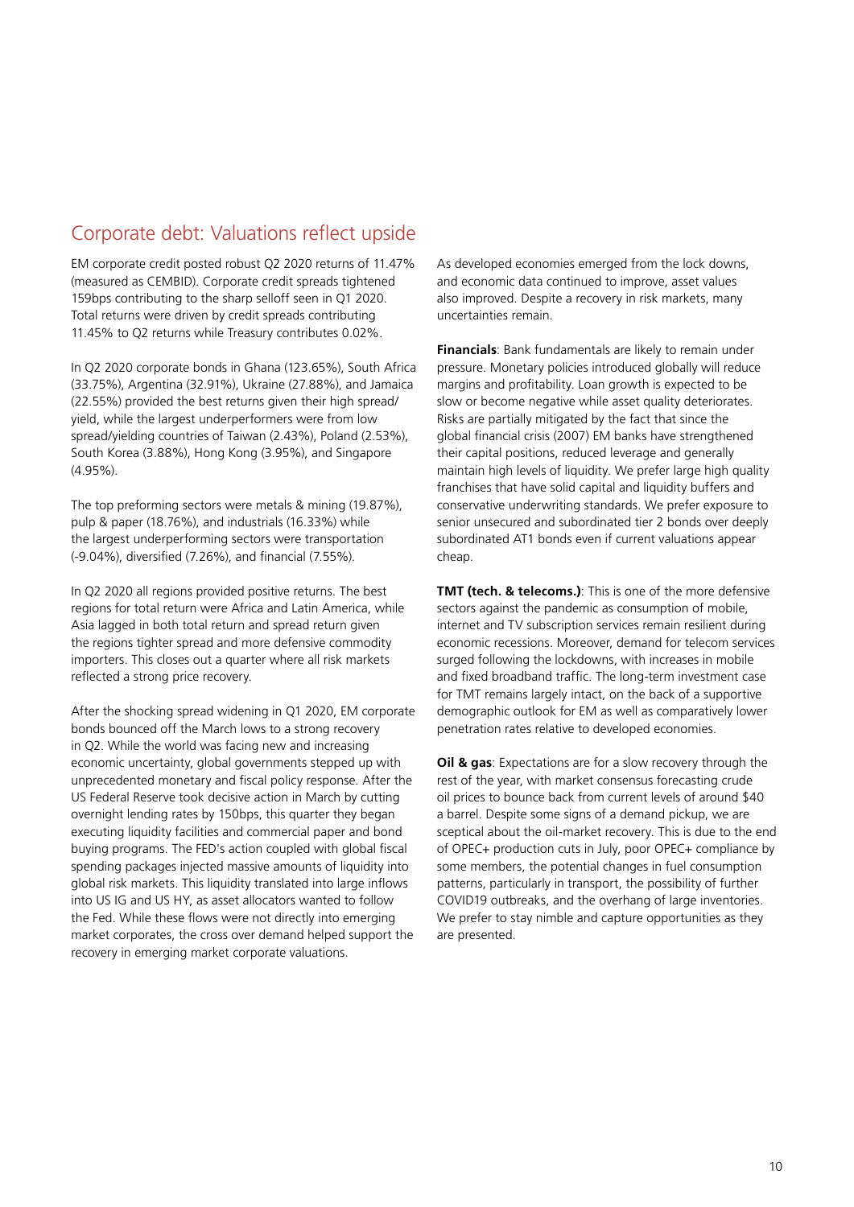## Corporate debt: Valuations reflect upside

EM corporate credit posted robust Q2 2020 returns of 11.47% (measured as CEMBID). Corporate credit spreads tightened 159bps contributing to the sharp selloff seen in Q1 2020. Total returns were driven by credit spreads contributing 11.45% to Q2 returns while Treasury contributes 0.02%.

In Q2 2020 corporate bonds in Ghana (123.65%), South Africa (33.75%), Argentina (32.91%), Ukraine (27.88%), and Jamaica (22.55%) provided the best returns given their high spread/yield, while the largest underperformers were from low spread/yielding countries of Taiwan (2.43%), Poland (2.53%), South Korea (3.88%), Hong Kong (3.95%), and Singapore (4.95%).

The top preforming sectors were metals & mining (19.87%), pulp & paper (18.76%), and industrials (16.33%) while the largest underperforming sectors were transportation (-9.04%), diversified (7.26%), and financial (7.55%).

In Q2 2020 all regions provided positive returns. The best regions for total return were Africa and Latin America, while Asia lagged in both total return and spread return given the regions tighter spread and more defensive commodity importers. This closes out a quarter where all risk markets reflected a strong price recovery.

After the shocking spread widening in Q1 2020, EM corporate bonds bounced off the March lows to a strong recovery in Q2. While the world was facing new and increasing economic uncertainty, global governments stepped up with unprecedented monetary and fiscal policy response. After the US Federal Reserve took decisive action in March by cutting overnight lending rates by 150bps, this quarter they began executing liquidity facilities and commercial paper and bond buying programs. The FED's action coupled with global fiscal spending packages injected massive amounts of liquidity into global risk markets. This liquidity translated into large inflows into US IG and US HY, as asset allocators wanted to follow the Fed. While these flows were not directly into emerging market corporates, the cross over demand helped support the recovery in emerging market corporate valuations.

As developed economies emerged from the lock downs, and economic data continued to improve, asset values also improved. Despite a recovery in risk markets, many uncertainties remain.

**Financials**: Bank fundamentals are likely to remain under pressure. Monetary policies introduced globally will reduce margins and profitability. Loan growth is expected to be slow or become negative while asset quality deteriorates. Risks are partially mitigated by the fact that since the global financial crisis (2007) EM banks have strengthened their capital positions, reduced leverage and generally maintain high levels of liquidity. We prefer large high quality franchises that have solid capital and liquidity buffers and conservative underwriting standards. We prefer exposure to senior unsecured and subordinated tier 2 bonds over deeply subordinated AT1 bonds even if current valuations appear cheap.

**TMT (tech. & telecoms.)**: This is one of the more defensive sectors against the pandemic as consumption of mobile, internet and TV subscription services remain resilient during economic recessions. Moreover, demand for telecom services surged following the lockdowns, with increases in mobile and fixed broadband traffic. The long-term investment case for TMT remains largely intact, on the back of a supportive demographic outlook for EM as well as comparatively lower penetration rates relative to developed economies.

**Oil & gas**: Expectations are for a slow recovery through the rest of the year, with market consensus forecasting crude oil prices to bounce back from current levels of around $40 a barrel. Despite some signs of a demand pickup, we are sceptical about the oil-market recovery. This is due to the end of OPEC+ production cuts in July, poor OPEC+ compliance by some members, the potential changes in fuel consumption patterns, particularly in transport, the possibility of further COVID19 outbreaks, and the overhang of large inventories. We prefer to stay nimble and capture opportunities as they are presented.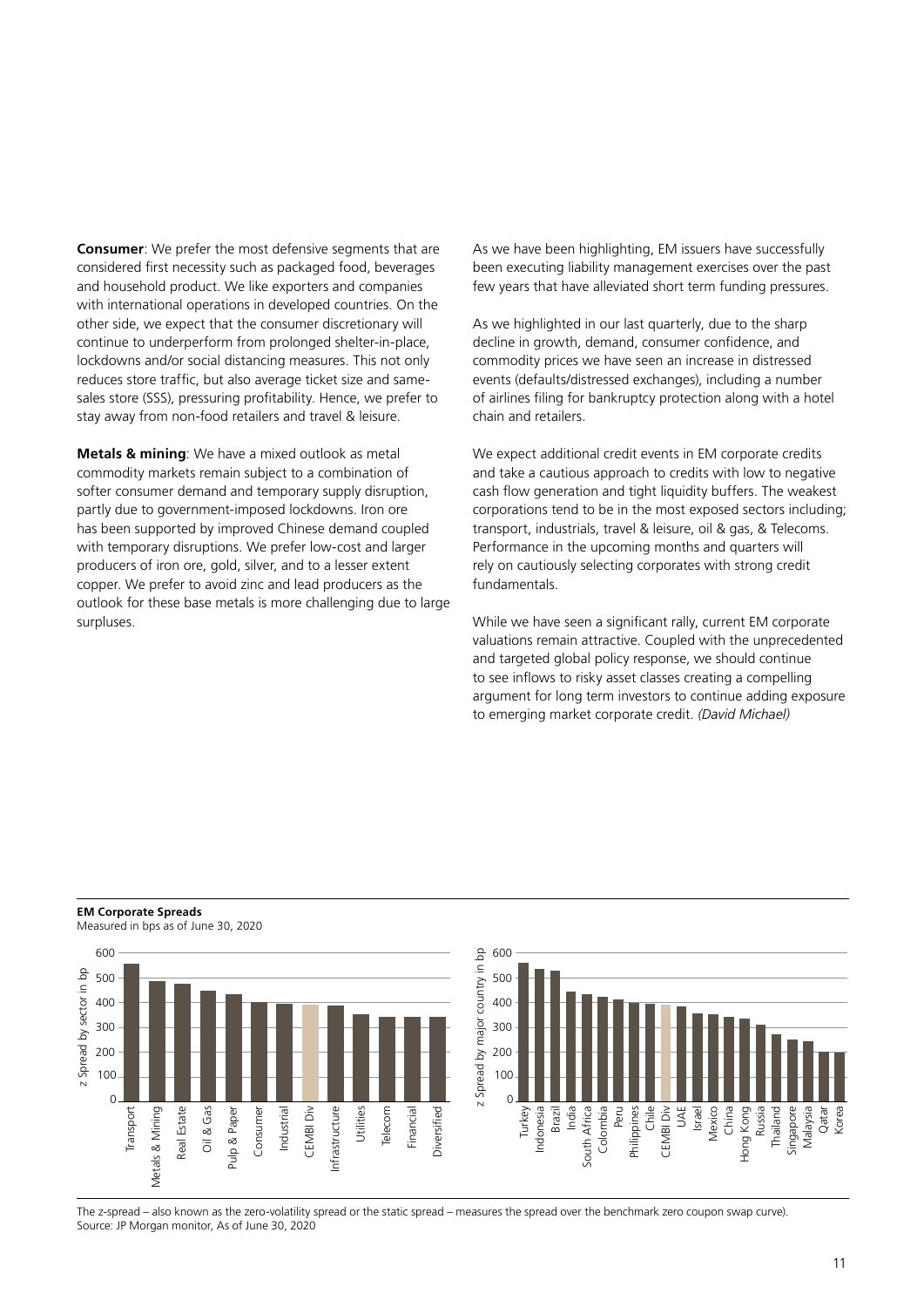**Consumer**: We prefer the most defensive segments that are considered first necessity such as packaged food, beverages and household product. We like exporters and companies with international operations in developed countries. On the other side, we expect that the consumer discretionary will continue to underperform from prolonged shelter-in-place, lockdowns and/or social distancing measures. This not only reduces store traffic, but also average ticket size and same-sales store (SSS), pressuring profitability. Hence, we prefer to stay away from non-food retailers and travel & leisure.

**Metals & mining**: We have a mixed outlook as metal commodity markets remain subject to a combination of softer consumer demand and temporary supply disruption, partly due to government-imposed lockdowns. Iron ore has been supported by improved Chinese demand coupled with temporary disruptions. We prefer low-cost and larger producers of iron ore, gold, silver, and to a lesser extent copper. We prefer to avoid zinc and lead producers as the outlook for these base metals is more challenging due to large surpluses.

As we have been highlighting, EM issuers have successfully been executing liability management exercises over the past few years that have alleviated short term funding pressures.

As we highlighted in our last quarterly, due to the sharp decline in growth, demand, consumer confidence, and commodity prices we have seen an increase in distressed events (defaults/distressed exchanges), including a number of airlines filing for bankruptcy protection along with a hotel chain and retailers.

We expect additional credit events in EM corporate credits and take a cautious approach to credits with low to negative cash flow generation and tight liquidity buffers. The weakest corporations tend to be in the most exposed sectors including; transport, industrials, travel & leisure, oil & gas, & Telecoms. Performance in the upcoming months and quarters will rely on cautiously selecting corporates with strong credit fundamentals.

While we have seen a significant rally, current EM corporate valuations remain attractive. Coupled with the unprecedented and targeted global policy response, we should continue to see inflows to risky asset classes creating a compelling argument for long term investors to continue adding exposure to emerging market corporate credit. *(David Michael)*

**EM Corporate Spreads**
Measured in bps as of June 30, 2020

z Spread by sector in bp: Transport, Metals & Mining, Real Estate, Oil & Gas, Pulp & Paper, Consumer, Industrial, CEMBI Div, Infrastructure, Utilities, Telecom, Financial, Diversified

z Spread by major country in bp: Turkey, Indonesia, Brazil, India, South Africa, Colombia, Peru, Philippines, Chile, CEMBI Div, UAE, Israel, Mexico, China, Hong Kong, Russia, Thailand, Singapore, Malaysia, Qatar, Korea

The z-spread – also known as the zero-volatility spread or the static spread – measures the spread over the benchmark zero coupon swap curve).
Source: JP Morgan monitor, As of June 30, 2020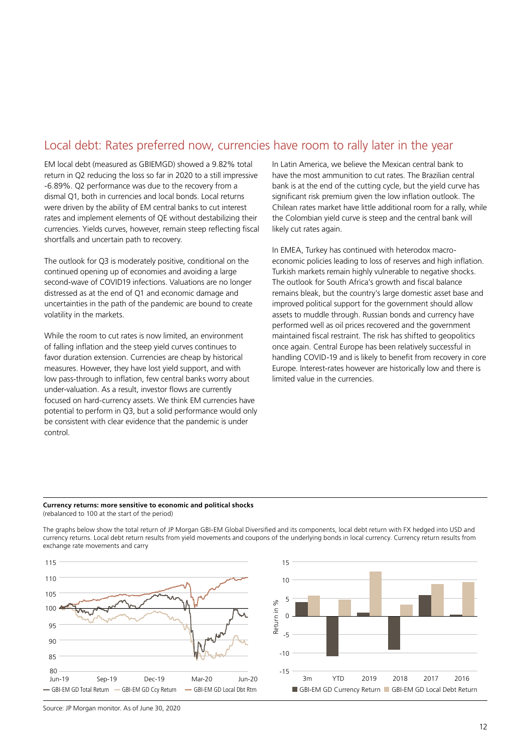## Local debt: Rates preferred now, currencies have room to rally later in the year

EM local debt (measured as GBIEMGD) showed a 9.82% total return in Q2 reducing the loss so far in 2020 to a still impressive -6.89%. Q2 performance was due to the recovery from a dismal Q1, both in currencies and local bonds. Local returns were driven by the ability of EM central banks to cut interest rates and implement elements of QE without destabilizing their currencies. Yields curves, however, remain steep reflecting fiscal shortfalls and uncertain path to recovery.

The outlook for Q3 is moderately positive, conditional on the continued opening up of economies and avoiding a large second-wave of COVID19 infections. Valuations are no longer distressed as at the end of Q1 and economic damage and uncertainties in the path of the pandemic are bound to create volatility in the markets.

While the room to cut rates is now limited, an environment of falling inflation and the steep yield curves continues to favor duration extension. Currencies are cheap by historical measures. However, they have lost yield support, and with low pass-through to inflation, few central banks worry about under-valuation. As a result, investor flows are currently focused on hard-currency assets. We think EM currencies have potential to perform in Q3, but a solid performance would only be consistent with clear evidence that the pandemic is under control.

In Latin America, we believe the Mexican central bank to have the most ammunition to cut rates. The Brazilian central bank is at the end of the cutting cycle, but the yield curve has significant risk premium given the low inflation outlook. The Chilean rates market have little additional room for a rally, while the Colombian yield curve is steep and the central bank will likely cut rates again.

In EMEA, Turkey has continued with heterodox macro-economic policies leading to loss of reserves and high inflation. Turkish markets remain highly vulnerable to negative shocks. The outlook for South Africa's growth and fiscal balance remains bleak, but the country's large domestic asset base and improved political support for the government should allow assets to muddle through. Russian bonds and currency have performed well as oil prices recovered and the government maintained fiscal restraint. The risk has shifted to geopolitics once again. Central Europe has been relatively successful in handling COVID-19 and is likely to benefit from recovery in core Europe. Interest-rates however are historically low and there is limited value in the currencies.

**Currency returns: more sensitive to economic and political shocks**
(rebalanced to 100 at the start of the period)

The graphs below show the total return of JP Morgan GBI-EM Global Diversified and its components, local debt return with FX hedged into USD and currency returns. Local debt return results from yield movements and coupons of the underlying bonds in local currency. Currency return results from exchange rate movements and carry

Source: JP Morgan monitor. As of June 30, 2020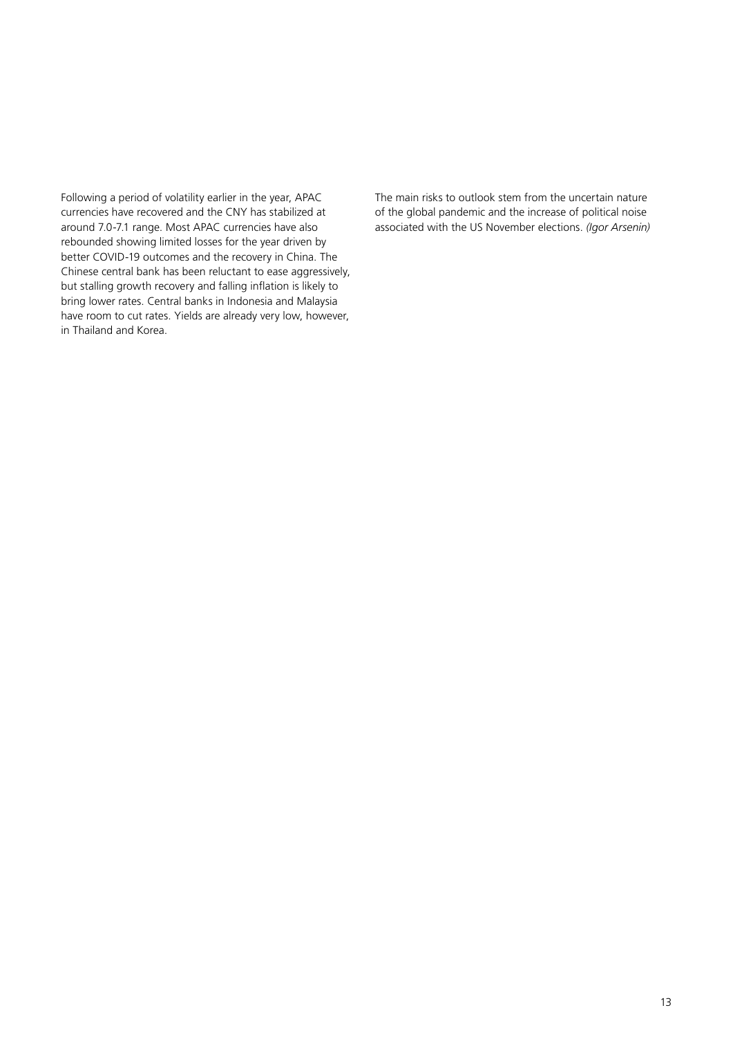Following a period of volatility earlier in the year, APAC currencies have recovered and the CNY has stabilized at around 7.0-7.1 range. Most APAC currencies have also rebounded showing limited losses for the year driven by better COVID-19 outcomes and the recovery in China. The Chinese central bank has been reluctant to ease aggressively, but stalling growth recovery and falling inflation is likely to bring lower rates. Central banks in Indonesia and Malaysia have room to cut rates. Yields are already very low, however, in Thailand and Korea.

The main risks to outlook stem from the uncertain nature of the global pandemic and the increase of political noise associated with the US November elections. *(Igor Arsenin)*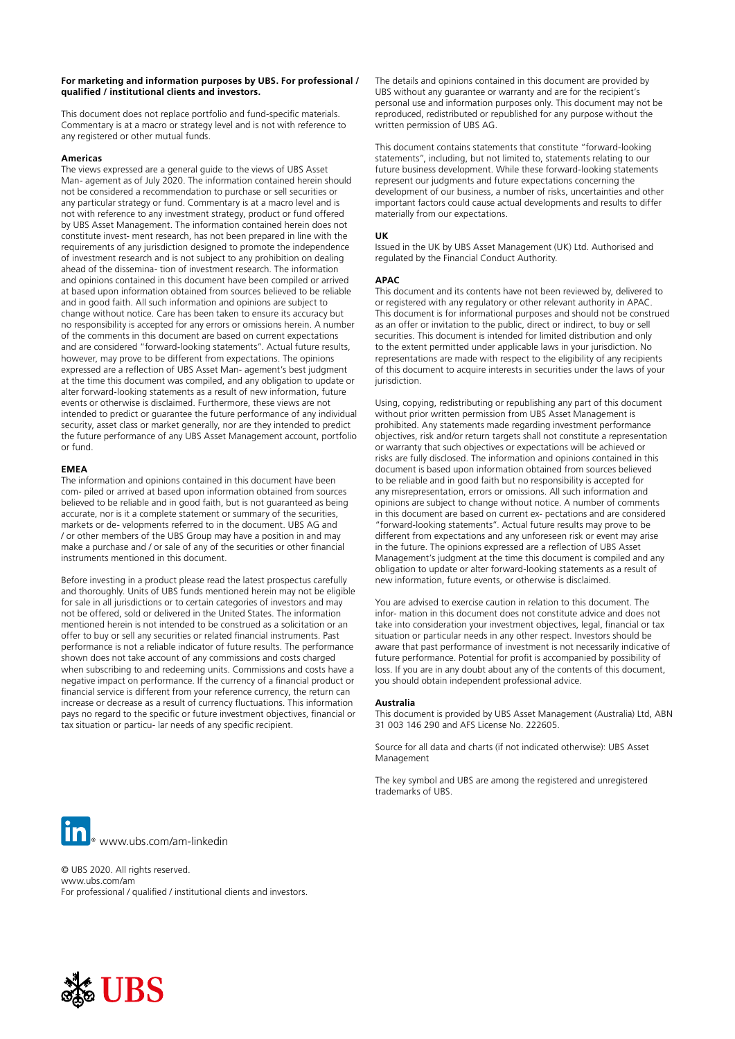**For marketing and information purposes by UBS. For professional / qualified / institutional clients and investors.**

This document does not replace portfolio and fund-specific materials. Commentary is at a macro or strategy level and is not with reference to any registered or other mutual funds.

**Americas**

The views expressed are a general guide to the views of UBS Asset Man- agement as of July 2020. The information contained herein should not be considered a recommendation to purchase or sell securities or any particular strategy or fund. Commentary is at a macro level and is not with reference to any investment strategy, product or fund offered by UBS Asset Management. The information contained herein does not constitute invest- ment research, has not been prepared in line with the requirements of any jurisdiction designed to promote the independence of investment research and is not subject to any prohibition on dealing ahead of the dissemina- tion of investment research. The information and opinions contained in this document have been compiled or arrived at based upon information obtained from sources believed to be reliable and in good faith. All such information and opinions are subject to change without notice. Care has been taken to ensure its accuracy but no responsibility is accepted for any errors or omissions herein. A number of the comments in this document are based on current expectations and are considered "forward-looking statements". Actual future results, however, may prove to be different from expectations. The opinions expressed are a reflection of UBS Asset Man- agement's best judgment at the time this document was compiled, and any obligation to update or alter forward-looking statements as a result of new information, future events or otherwise is disclaimed. Furthermore, these views are not intended to predict or guarantee the future performance of any individual security, asset class or market generally, nor are they intended to predict the future performance of any UBS Asset Management account, portfolio or fund.

**EMEA**

The information and opinions contained in this document have been com- piled or arrived at based upon information obtained from sources believed to be reliable and in good faith, but is not guaranteed as being accurate, nor is it a complete statement or summary of the securities, markets or de- velopments referred to in the document. UBS AG and / or other members of the UBS Group may have a position in and may make a purchase and / or sale of any of the securities or other financial instruments mentioned in this document.

Before investing in a product please read the latest prospectus carefully and thoroughly. Units of UBS funds mentioned herein may not be eligible for sale in all jurisdictions or to certain categories of investors and may not be offered, sold or delivered in the United States. The information mentioned herein is not intended to be construed as a solicitation or an offer to buy or sell any securities or related financial instruments. Past performance is not a reliable indicator of future results. The performance shown does not take account of any commissions and costs charged when subscribing to and redeeming units. Commissions and costs have a negative impact on performance. If the currency of a financial product or financial service is different from your reference currency, the return can increase or decrease as a result of currency fluctuations. This information pays no regard to the specific or future investment objectives, financial or tax situation or particu- lar needs of any specific recipient.

The details and opinions contained in this document are provided by UBS without any guarantee or warranty and are for the recipient's personal use and information purposes only. This document may not be reproduced, redistributed or republished for any purpose without the written permission of UBS AG.

This document contains statements that constitute "forward-looking statements", including, but not limited to, statements relating to our future business development. While these forward-looking statements represent our judgments and future expectations concerning the development of our business, a number of risks, uncertainties and other important factors could cause actual developments and results to differ materially from our expectations.

**UK**

Issued in the UK by UBS Asset Management (UK) Ltd. Authorised and regulated by the Financial Conduct Authority.

**APAC**

This document and its contents have not been reviewed by, delivered to or registered with any regulatory or other relevant authority in APAC. This document is for informational purposes and should not be construed as an offer or invitation to the public, direct or indirect, to buy or sell securities. This document is intended for limited distribution and only to the extent permitted under applicable laws in your jurisdiction. No representations are made with respect to the eligibility of any recipients of this document to acquire interests in securities under the laws of your jurisdiction.

Using, copying, redistributing or republishing any part of this document without prior written permission from UBS Asset Management is prohibited. Any statements made regarding investment performance objectives, risk and/or return targets shall not constitute a representation or warranty that such objectives or expectations will be achieved or risks are fully disclosed. The information and opinions contained in this document is based upon information obtained from sources believed to be reliable and in good faith but no responsibility is accepted for any misrepresentation, errors or omissions. All such information and opinions are subject to change without notice. A number of comments in this document are based on current ex- pectations and are considered "forward-looking statements". Actual future results may prove to be different from expectations and any unforeseen risk or event may arise in the future. The opinions expressed are a reflection of UBS Asset Management's judgment at the time this document is compiled and any obligation to update or alter forward-looking statements as a result of new information, future events, or otherwise is disclaimed.

You are advised to exercise caution in relation to this document. The infor- mation in this document does not constitute advice and does not take into consideration your investment objectives, legal, financial or tax situation or particular needs in any other respect. Investors should be aware that past performance of investment is not necessarily indicative of future performance. Potential for profit is accompanied by possibility of loss. If you are in any doubt about any of the contents of this document, you should obtain independent professional advice.

**Australia**

This document is provided by UBS Asset Management (Australia) Ltd, ABN 31 003 146 290 and AFS License No. 222605.

Source for all data and charts (if not indicated otherwise): UBS Asset Management

The key symbol and UBS are among the registered and unregistered trademarks of UBS.

www.ubs.com/am-linkedin

© UBS 2020. All rights reserved.
www.ubs.com/am
For professional / qualified / institutional clients and investors.